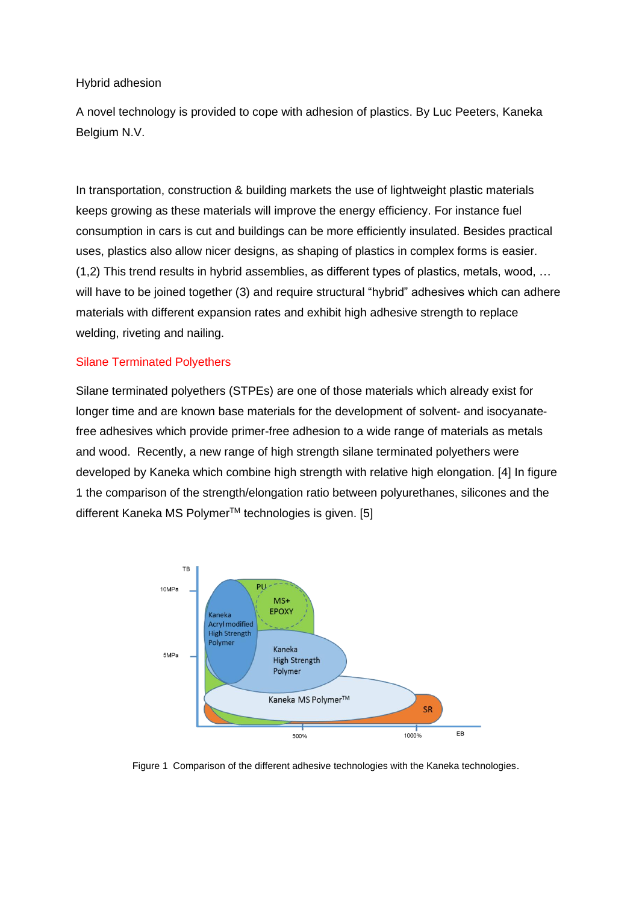Hybrid adhesion

A novel technology is provided to cope with adhesion of plastics. By Luc Peeters, Kaneka Belgium N.V.

In transportation, construction & building markets the use of lightweight plastic materials keeps growing as these materials will improve the energy efficiency. For instance fuel consumption in cars is cut and buildings can be more efficiently insulated. Besides practical uses, plastics also allow nicer designs, as shaping of plastics in complex forms is easier. (1,2) This trend results in hybrid assemblies, as different types of plastics, metals, wood, … will have to be joined together (3) and require structural "hybrid" adhesives which can adhere materials with different expansion rates and exhibit high adhesive strength to replace welding, riveting and nailing.

## Silane Terminated Polyethers

Silane terminated polyethers (STPEs) are one of those materials which already exist for longer time and are known base materials for the development of solvent- and isocyanate-free adhesives which provide primer-free adhesion to a wide range of materials as metals and wood. Recently, a new range of high strength silane terminated polyethers were developed by Kaneka which combine high strength with relative high elongation. [4] In figure 1 the comparison of the strength/elongation ratio between polyurethanes, silicones and the different Kaneka MS Polymer™ technologies is given. [5]

Figure 1 Comparison of the different adhesive technologies with the Kaneka technologies.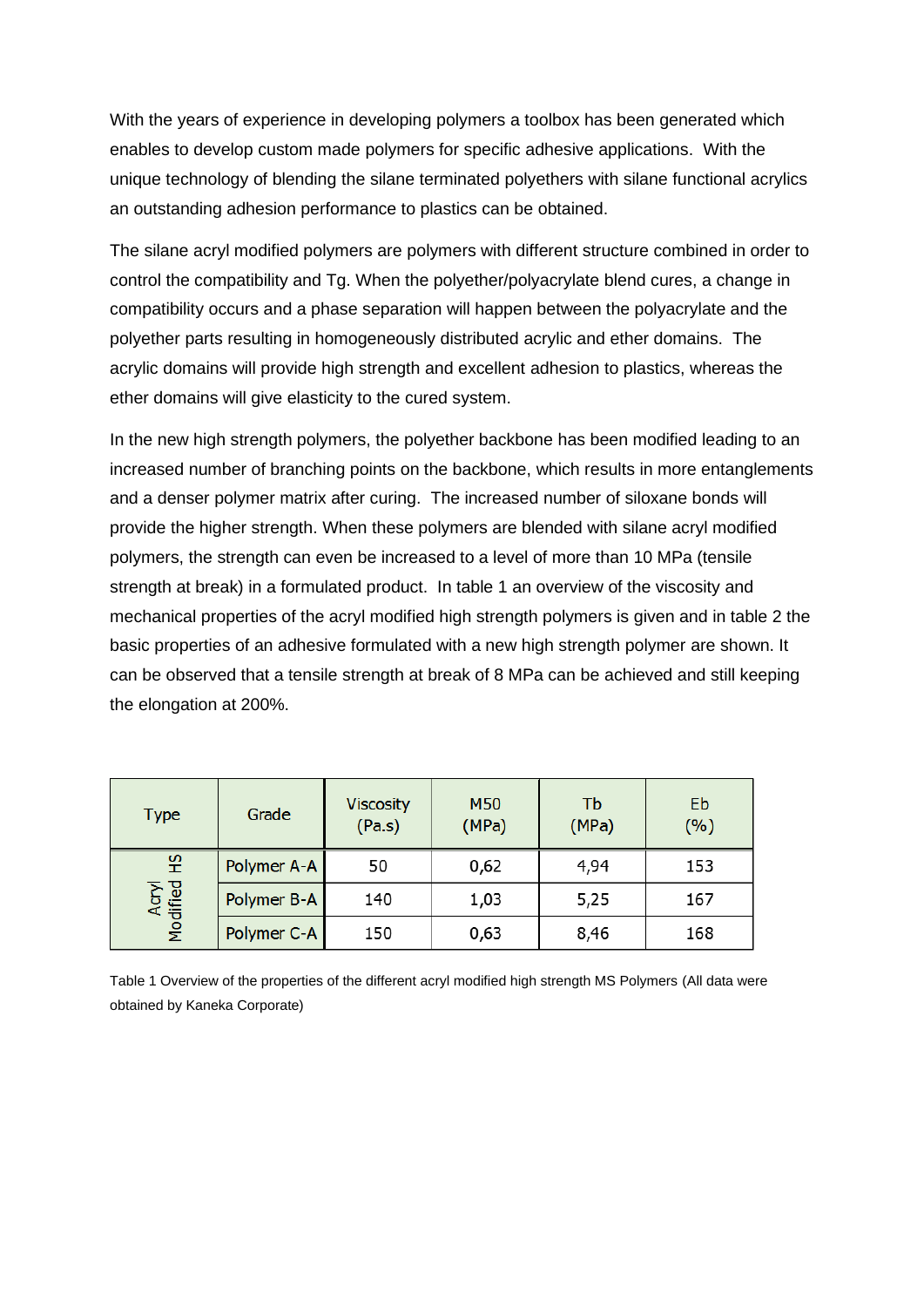With the years of experience in developing polymers a toolbox has been generated which enables to develop custom made polymers for specific adhesive applications. With the unique technology of blending the silane terminated polyethers with silane functional acrylics an outstanding adhesion performance to plastics can be obtained.

The silane acryl modified polymers are polymers with different structure combined in order to control the compatibility and Tg. When the polyether/polyacrylate blend cures, a change in compatibility occurs and a phase separation will happen between the polyacrylate and the polyether parts resulting in homogeneously distributed acrylic and ether domains. The acrylic domains will provide high strength and excellent adhesion to plastics, whereas the ether domains will give elasticity to the cured system.

In the new high strength polymers, the polyether backbone has been modified leading to an increased number of branching points on the backbone, which results in more entanglements and a denser polymer matrix after curing. The increased number of siloxane bonds will provide the higher strength. When these polymers are blended with silane acryl modified polymers, the strength can even be increased to a level of more than 10 MPa (tensile strength at break) in a formulated product. In table 1 an overview of the viscosity and mechanical properties of the acryl modified high strength polymers is given and in table 2 the basic properties of an adhesive formulated with a new high strength polymer are shown. It can be observed that a tensile strength at break of 8 MPa can be achieved and still keeping the elongation at 200%.

| Type | Grade | Viscosity (Pa.s) | M50 (MPa) | Tb (MPa) | Eb (%) |
|---|---|---|---|---|---|
| Acryl Modified HS | Polymer A-A | 50 | 0,62 | 4,94 | 153 |
| | Polymer B-A | 140 | 1,03 | 5,25 | 167 |
| | Polymer C-A | 150 | 0,63 | 8,46 | 168 |

Table 1 Overview of the properties of the different acryl modified high strength MS Polymers (All data were obtained by Kaneka Corporate)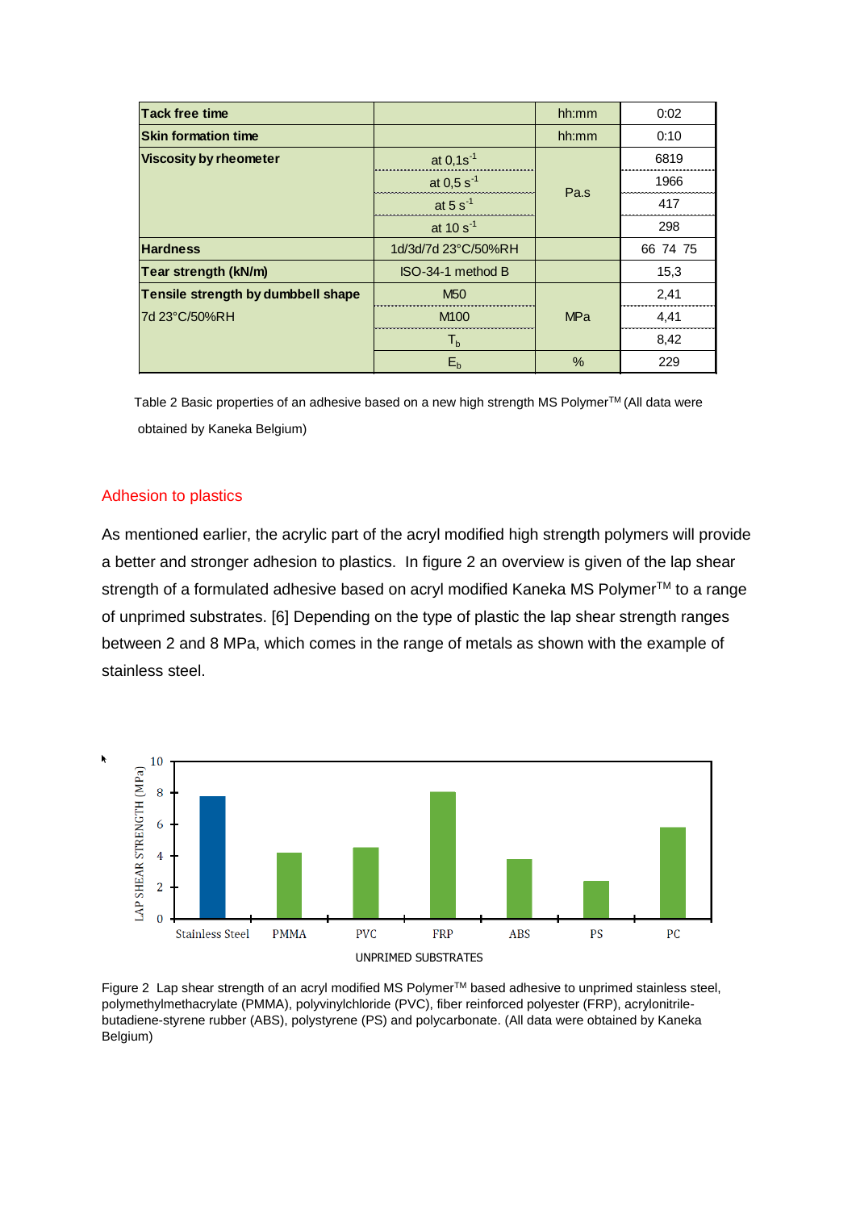| Tack free time | | hh:mm | 0:02 |
|---|---|---|---|
| Skin formation time | | hh:mm | 0:10 |
| Viscosity by rheometer | at 0,1 $s^{-1}$ | Pa.s | 6819 |
| | at 0,5 $s^{-1}$ | | 1966 |
| | at 5 $s^{-1}$ | | 417 |
| | at 10 $s^{-1}$ | | 298 |
| Hardness | 1d/3d/7d 23°C/50%RH | | 66 74 75 |
| Tear strength (kN/m) | ISO-34-1 method B | | 15,3 |
| Tensile strength by dumbbell shape 7d 23°C/50%RH | M50 | MPa | 2,41 |
| | M100 | | 4,41 |
| | $T_b$ | | 8,42 |
| | $E_b$ | % | 229 |

Table 2 Basic properties of an adhesive based on a new high strength MS Polymer™ (All data were obtained by Kaneka Belgium)

## Adhesion to plastics

As mentioned earlier, the acrylic part of the acryl modified high strength polymers will provide a better and stronger adhesion to plastics. In figure 2 an overview is given of the lap shear strength of a formulated adhesive based on acryl modified Kaneka MS Polymer™ to a range of unprimed substrates. [6] Depending on the type of plastic the lap shear strength ranges between 2 and 8 MPa, which comes in the range of metals as shown with the example of stainless steel.

Figure 2 Lap shear strength of an acryl modified MS Polymer™ based adhesive to unprimed stainless steel, polymethylmethacrylate (PMMA), polyvinylchloride (PVC), fiber reinforced polyester (FRP), acrylonitrile-butadiene-styrene rubber (ABS), polystyrene (PS) and polycarbonate. (All data were obtained by Kaneka Belgium)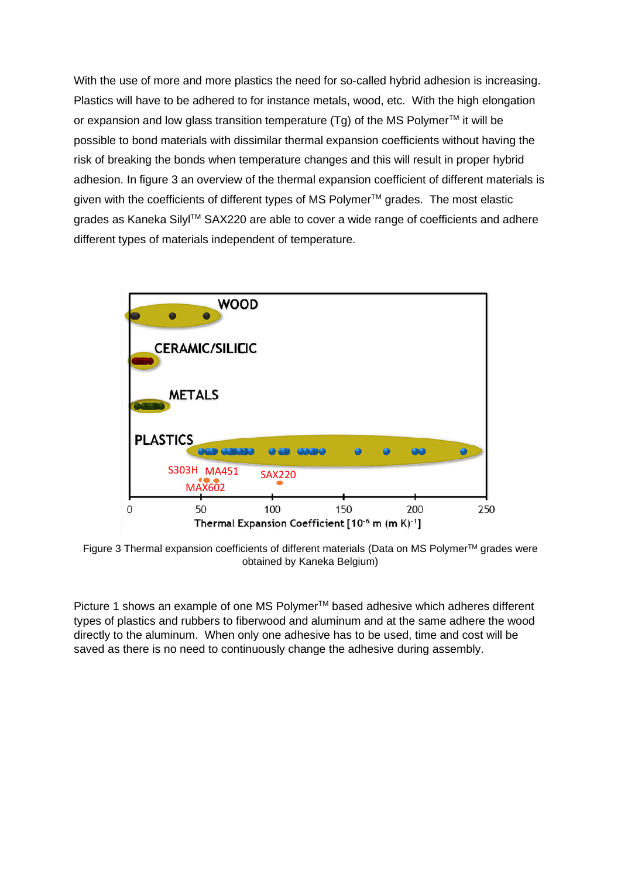With the use of more and more plastics the need for so-called hybrid adhesion is increasing. Plastics will have to be adhered to for instance metals, wood, etc. With the high elongation or expansion and low glass transition temperature (Tg) of the MS Polymer™ it will be possible to bond materials with dissimilar thermal expansion coefficients without having the risk of breaking the bonds when temperature changes and this will result in proper hybrid adhesion. In figure 3 an overview of the thermal expansion coefficient of different materials is given with the coefficients of different types of MS Polymer™ grades. The most elastic grades as Kaneka Silyl™ SAX220 are able to cover a wide range of coefficients and adhere different types of materials independent of temperature.

Figure 3 Thermal expansion coefficients of different materials (Data on MS Polymer™ grades were obtained by Kaneka Belgium)

Picture 1 shows an example of one MS Polymer™ based adhesive which adheres different types of plastics and rubbers to fiberwood and aluminum and at the same adhere the wood directly to the aluminum. When only one adhesive has to be used, time and cost will be saved as there is no need to continuously change the adhesive during assembly.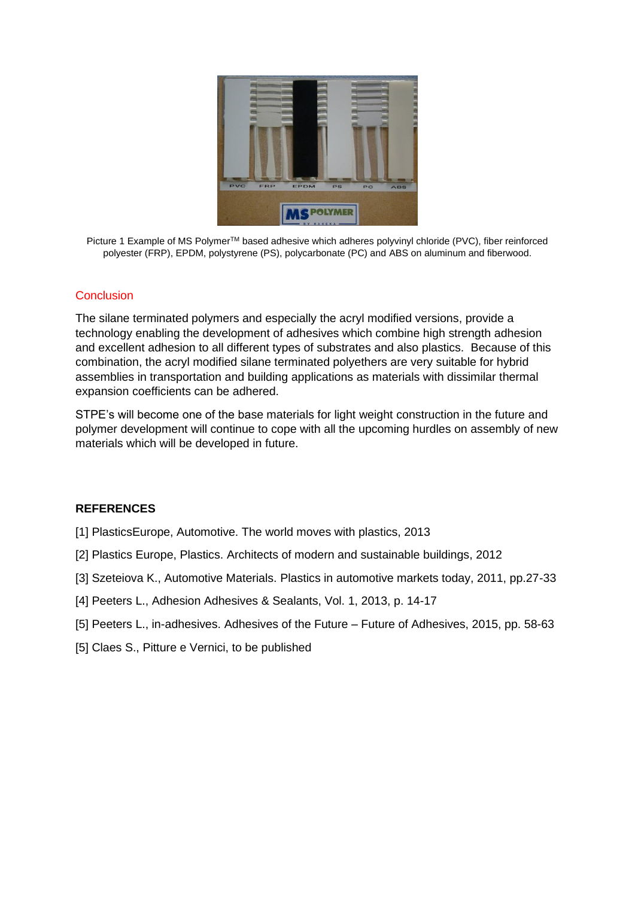Picture 1 Example of MS Polymer[TM] based adhesive which adheres polyvinyl chloride (PVC), fiber reinforced polyester (FRP), EPDM, polystyrene (PS), polycarbonate (PC) and ABS on aluminum and fiberwood.

## Conclusion

The silane terminated polymers and especially the acryl modified versions, provide a technology enabling the development of adhesives which combine high strength adhesion and excellent adhesion to all different types of substrates and also plastics. Because of this combination, the acryl modified silane terminated polyethers are very suitable for hybrid assemblies in transportation and building applications as materials with dissimilar thermal expansion coefficients can be adhered.

STPE's will become one of the base materials for light weight construction in the future and polymer development will continue to cope with all the upcoming hurdles on assembly of new materials which will be developed in future.

**REFERENCES**

[1] PlasticsEurope, Automotive. The world moves with plastics, 2013

[2] Plastics Europe, Plastics. Architects of modern and sustainable buildings, 2012

[3] Szeteiova K., Automotive Materials. Plastics in automotive markets today, 2011, pp.27-33

[4] Peeters L., Adhesion Adhesives & Sealants, Vol. 1, 2013, p. 14-17

[5] Peeters L., in-adhesives. Adhesives of the Future – Future of Adhesives, 2015, pp. 58-63

[5] Claes S., Pitture e Vernici, to be published